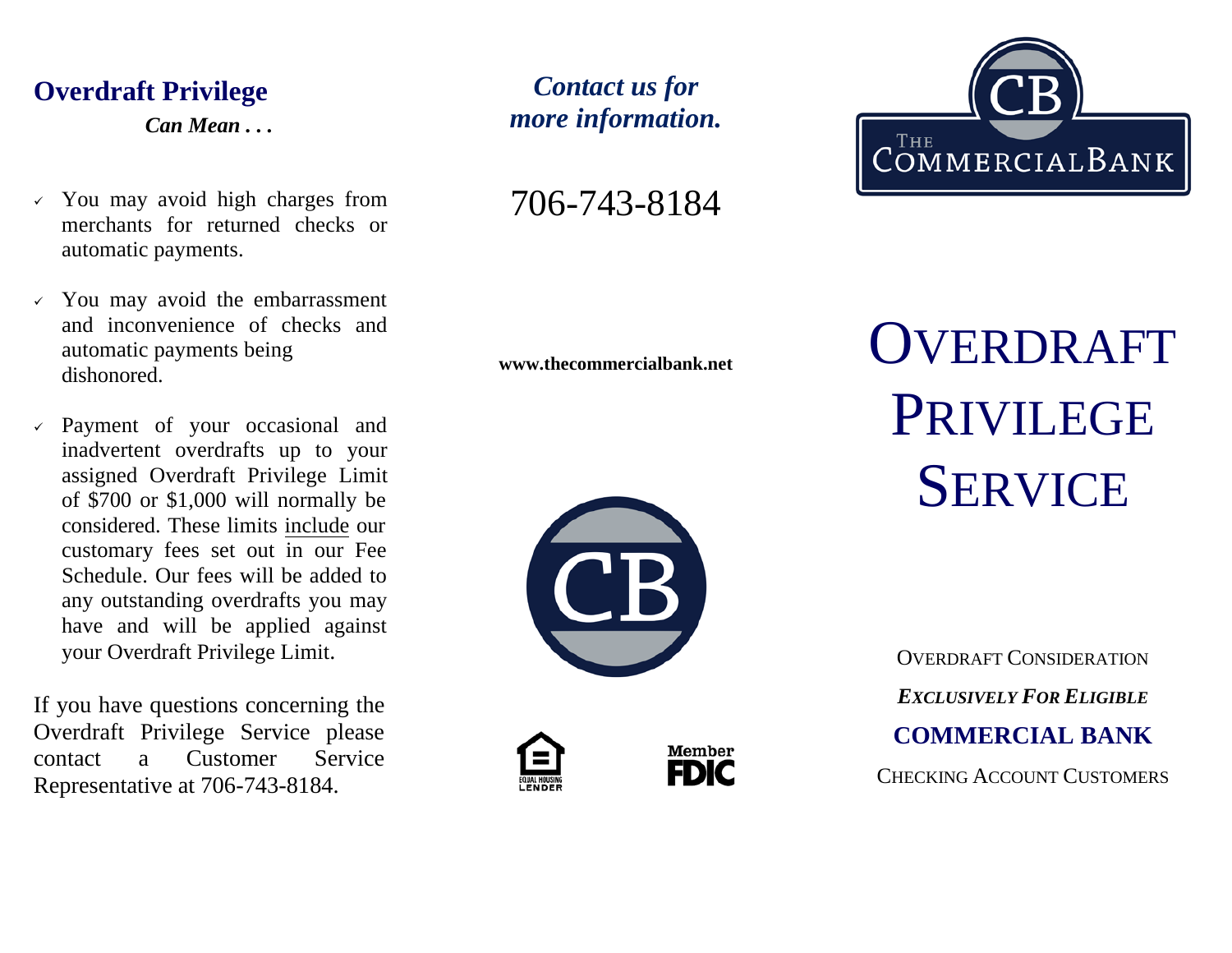## Overdraft Privilege

***Can Mean . . .***

- You may avoid high charges from merchants for returned checks or automatic payments.
- You may avoid the embarrassment and inconvenience of checks and automatic payments being dishonored.
- Payment of your occasional and inadvertent overdrafts up to your assigned Overdraft Privilege Limit of $700 or $1,000 will normally be considered. These limits <u>include</u> our customary fees set out in our Fee Schedule. Our fees will be added to any outstanding overdrafts you may have and will be applied against your Overdraft Privilege Limit.

If you have questions concerning the Overdraft Privilege Service please contact a Customer Service Representative at 706-743-8184.

***Contact us for more information.***

706-743-8184

**www.thecommercialbank.net**

Equal Housing Lender

Member FDIC

The Commercial Bank

# Overdraft Privilege Service

Overdraft Consideration

***Exclusively For Eligible***

**COMMERCIAL BANK**

Checking Account Customers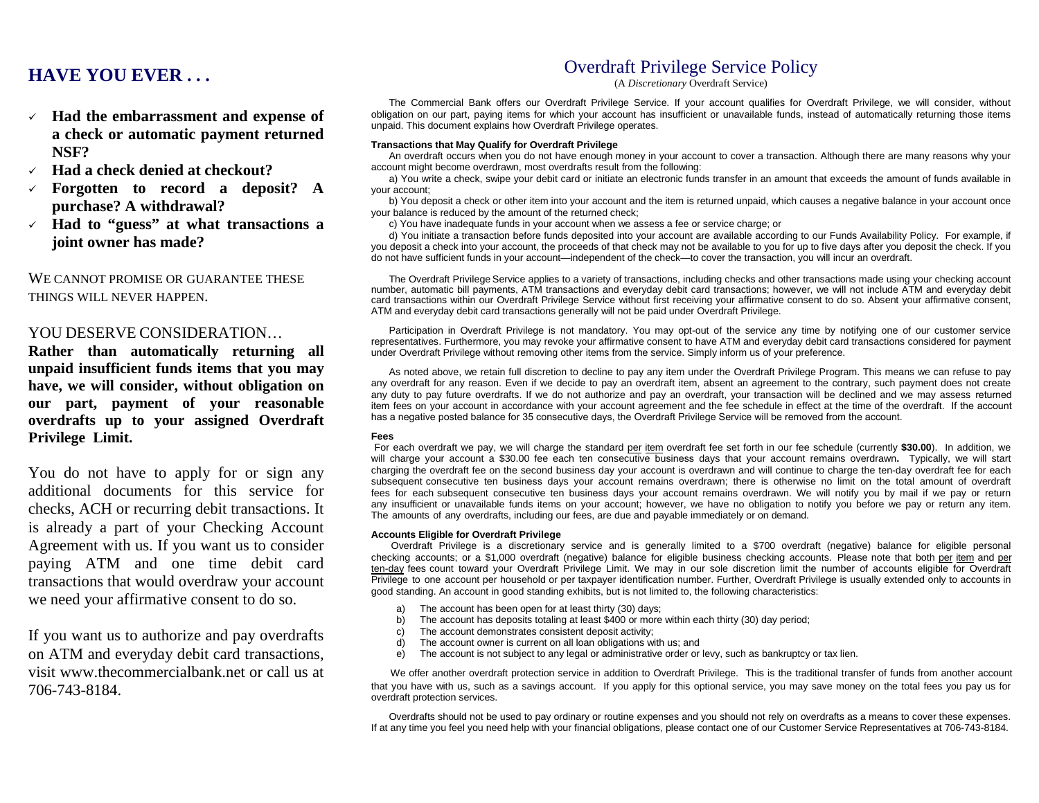## HAVE YOU EVER . . .

- **Had the embarrassment and expense of a check or automatic payment returned NSF?**
- **Had a check denied at checkout?**
- **Forgotten to record a deposit? A purchase? A withdrawal?**
- **Had to "guess" at what transactions a joint owner has made?**

WE CANNOT PROMISE OR GUARANTEE THESE THINGS WILL NEVER HAPPEN.

YOU DESERVE CONSIDERATION…

**Rather than automatically returning all unpaid insufficient funds items that you may have, we will consider, without obligation on our part, payment of your reasonable overdrafts up to your assigned Overdraft Privilege Limit.**

You do not have to apply for or sign any additional documents for this service for checks, ACH or recurring debit transactions. It is already a part of your Checking Account Agreement with us. If you want us to consider paying ATM and one time debit card transactions that would overdraw your account we need your affirmative consent to do so.

If you want us to authorize and pay overdrafts on ATM and everyday debit card transactions, visit www.thecommercialbank.net or call us at 706-743-8184.

# Overdraft Privilege Service Policy

(A *Discretionary* Overdraft Service)

The Commercial Bank offers our Overdraft Privilege Service. If your account qualifies for Overdraft Privilege, we will consider, without obligation on our part, paying items for which your account has insufficient or unavailable funds, instead of automatically returning those items unpaid. This document explains how Overdraft Privilege operates.

**Transactions that May Qualify for Overdraft Privilege**

An overdraft occurs when you do not have enough money in your account to cover a transaction. Although there are many reasons why your account might become overdrawn, most overdrafts result from the following:

a) You write a check, swipe your debit card or initiate an electronic funds transfer in an amount that exceeds the amount of funds available in your account;

b) You deposit a check or other item into your account and the item is returned unpaid, which causes a negative balance in your account once your balance is reduced by the amount of the returned check;

c) You have inadequate funds in your account when we assess a fee or service charge; or

d) You initiate a transaction before funds deposited into your account are available according to our Funds Availability Policy. For example, if you deposit a check into your account, the proceeds of that check may not be available to you for up to five days after you deposit the check. If you do not have sufficient funds in your account—independent of the check—to cover the transaction, you will incur an overdraft.

The Overdraft Privilege Service applies to a variety of transactions, including checks and other transactions made using your checking account number, automatic bill payments, ATM transactions and everyday debit card transactions; however, we will not include ATM and everyday debit card transactions within our Overdraft Privilege Service without first receiving your affirmative consent to do so. Absent your affirmative consent, ATM and everyday debit card transactions generally will not be paid under Overdraft Privilege.

Participation in Overdraft Privilege is not mandatory. You may opt-out of the service any time by notifying one of our customer service representatives. Furthermore, you may revoke your affirmative consent to have ATM and everyday debit card transactions considered for payment under Overdraft Privilege without removing other items from the service. Simply inform us of your preference.

As noted above, we retain full discretion to decline to pay any item under the Overdraft Privilege Program. This means we can refuse to pay any overdraft for any reason. Even if we decide to pay an overdraft item, absent an agreement to the contrary, such payment does not create any duty to pay future overdrafts. If we do not authorize and pay an overdraft, your transaction will be declined and we may assess returned item fees on your account in accordance with your account agreement and the fee schedule in effect at the time of the overdraft. If the account has a negative posted balance for 35 consecutive days, the Overdraft Privilege Service will be removed from the account.

**Fees**

For each overdraft we pay, we will charge the standard per item overdraft fee set forth in our fee schedule (currently **$30.00**). In addition, we will charge your account a $30.00 fee each ten consecutive business days that your account remains overdrawn**.** Typically, we will start charging the overdraft fee on the second business day your account is overdrawn and will continue to charge the ten-day overdraft fee for each subsequent consecutive ten business days your account remains overdrawn; there is otherwise no limit on the total amount of overdraft fees for each subsequent consecutive ten business days your account remains overdrawn. We will notify you by mail if we pay or return any insufficient or unavailable funds items on your account; however, we have no obligation to notify you before we pay or return any item. The amounts of any overdrafts, including our fees, are due and payable immediately or on demand.

**Accounts Eligible for Overdraft Privilege**

Overdraft Privilege is a discretionary service and is generally limited to a $700 overdraft (negative) balance for eligible personal checking accounts; or a $1,000 overdraft (negative) balance for eligible business checking accounts. Please note that both per item and per ten-day fees count toward your Overdraft Privilege Limit. We may in our sole discretion limit the number of accounts eligible for Overdraft Privilege to one account per household or per taxpayer identification number. Further, Overdraft Privilege is usually extended only to accounts in good standing. An account in good standing exhibits, but is not limited to, the following characteristics:

a) The account has been open for at least thirty (30) days;
b) The account has deposits totaling at least $400 or more within each thirty (30) day period;
c) The account demonstrates consistent deposit activity;
d) The account owner is current on all loan obligations with us; and
e) The account is not subject to any legal or administrative order or levy, such as bankruptcy or tax lien.

We offer another overdraft protection service in addition to Overdraft Privilege. This is the traditional transfer of funds from another account that you have with us, such as a savings account. If you apply for this optional service, you may save money on the total fees you pay us for overdraft protection services.

Overdrafts should not be used to pay ordinary or routine expenses and you should not rely on overdrafts as a means to cover these expenses. If at any time you feel you need help with your financial obligations, please contact one of our Customer Service Representatives at 706-743-8184.